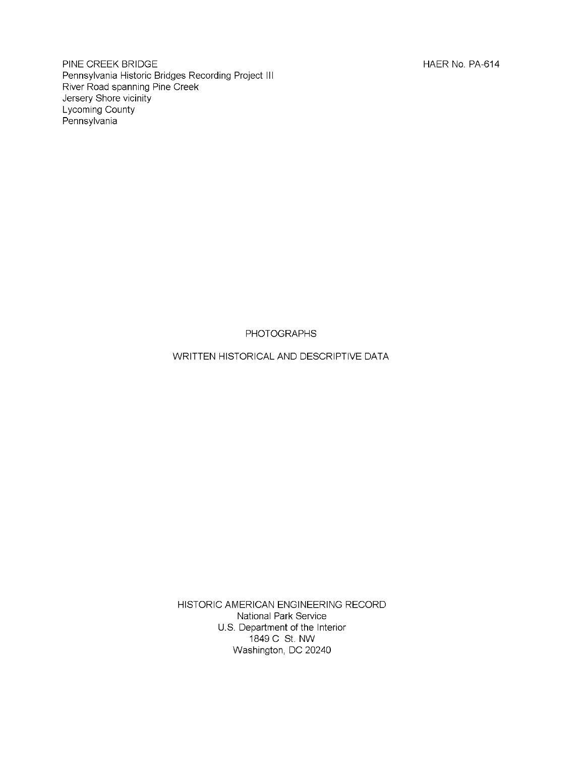PINE CREEK BRIDGE
Pennsylvania Historic Bridges Recording Project III
River Road spanning Pine Creek
Jersery Shore vicinity
Lycoming County
Pennsylvania

HAER No. PA-614

PHOTOGRAPHS

WRITTEN HISTORICAL AND DESCRIPTIVE DATA

HISTORIC AMERICAN ENGINEERING RECORD
National Park Service
U.S. Department of the Interior
1849 C St. NW
Washington, DC 20240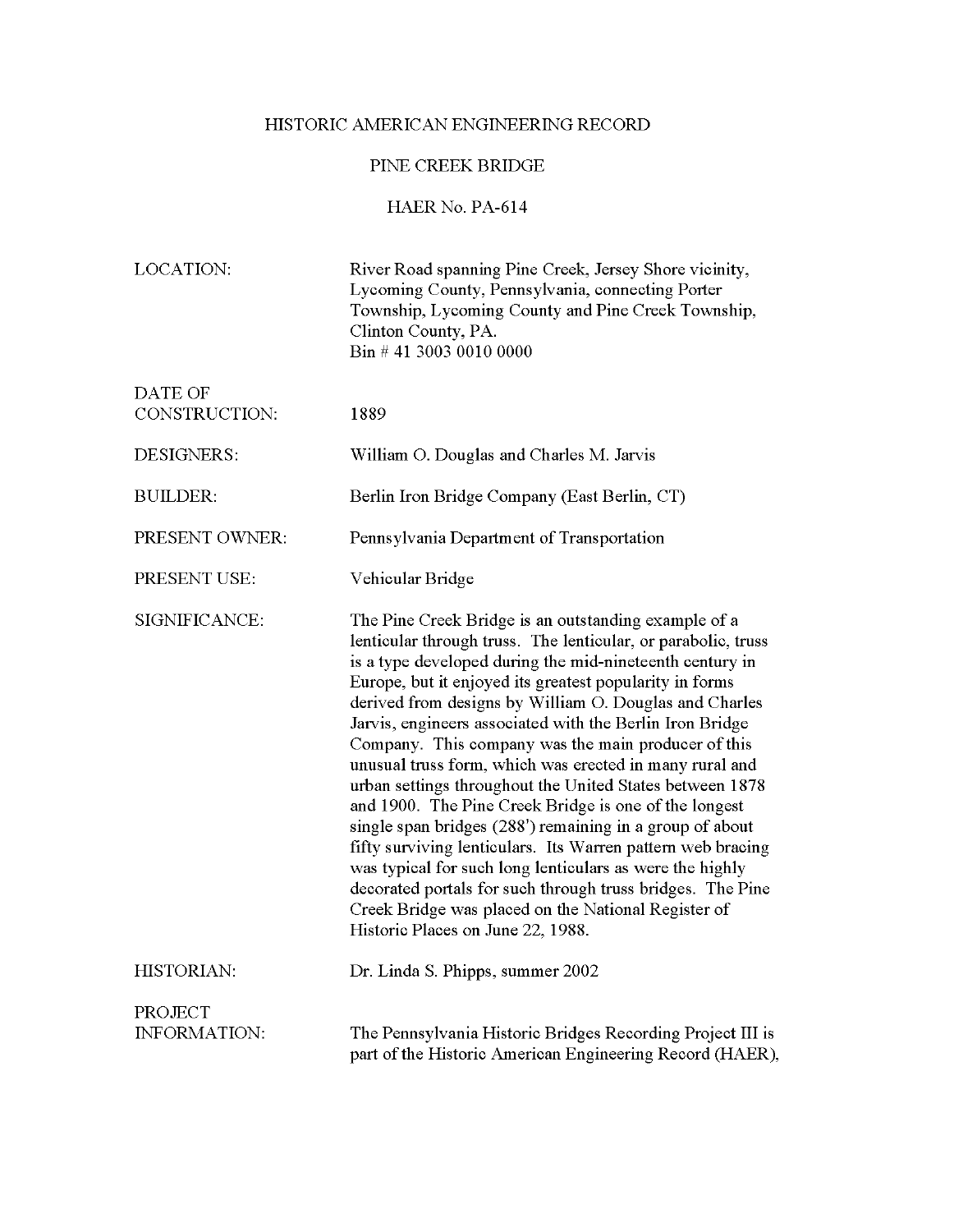# HISTORIC AMERICAN ENGINEERING RECORD

## PINE CREEK BRIDGE

### HAER No. PA-614

| | |
|---|---|
| LOCATION: | River Road spanning Pine Creek, Jersey Shore vicinity, Lycoming County, Pennsylvania, connecting Porter Township, Lycoming County and Pine Creek Township, Clinton County, PA. Bin # 41 3003 0010 0000 |
| DATE OF CONSTRUCTION: | 1889 |
| DESIGNERS: | William O. Douglas and Charles M. Jarvis |
| BUILDER: | Berlin Iron Bridge Company (East Berlin, CT) |
| PRESENT OWNER: | Pennsylvania Department of Transportation |
| PRESENT USE: | Vehicular Bridge |
| SIGNIFICANCE: | The Pine Creek Bridge is an outstanding example of a lenticular through truss. The lenticular, or parabolic, truss is a type developed during the mid-nineteenth century in Europe, but it enjoyed its greatest popularity in forms derived from designs by William O. Douglas and Charles Jarvis, engineers associated with the Berlin Iron Bridge Company. This company was the main producer of this unusual truss form, which was erected in many rural and urban settings throughout the United States between 1878 and 1900. The Pine Creek Bridge is one of the longest single span bridges (288') remaining in a group of about fifty surviving lenticulars. Its Warren pattern web bracing was typical for such long lenticulars as were the highly decorated portals for such through truss bridges. The Pine Creek Bridge was placed on the National Register of Historic Places on June 22, 1988. |
| HISTORIAN: | Dr. Linda S. Phipps, summer 2002 |
| PROJECT INFORMATION: | The Pennsylvania Historic Bridges Recording Project III is part of the Historic American Engineering Record (HAER), |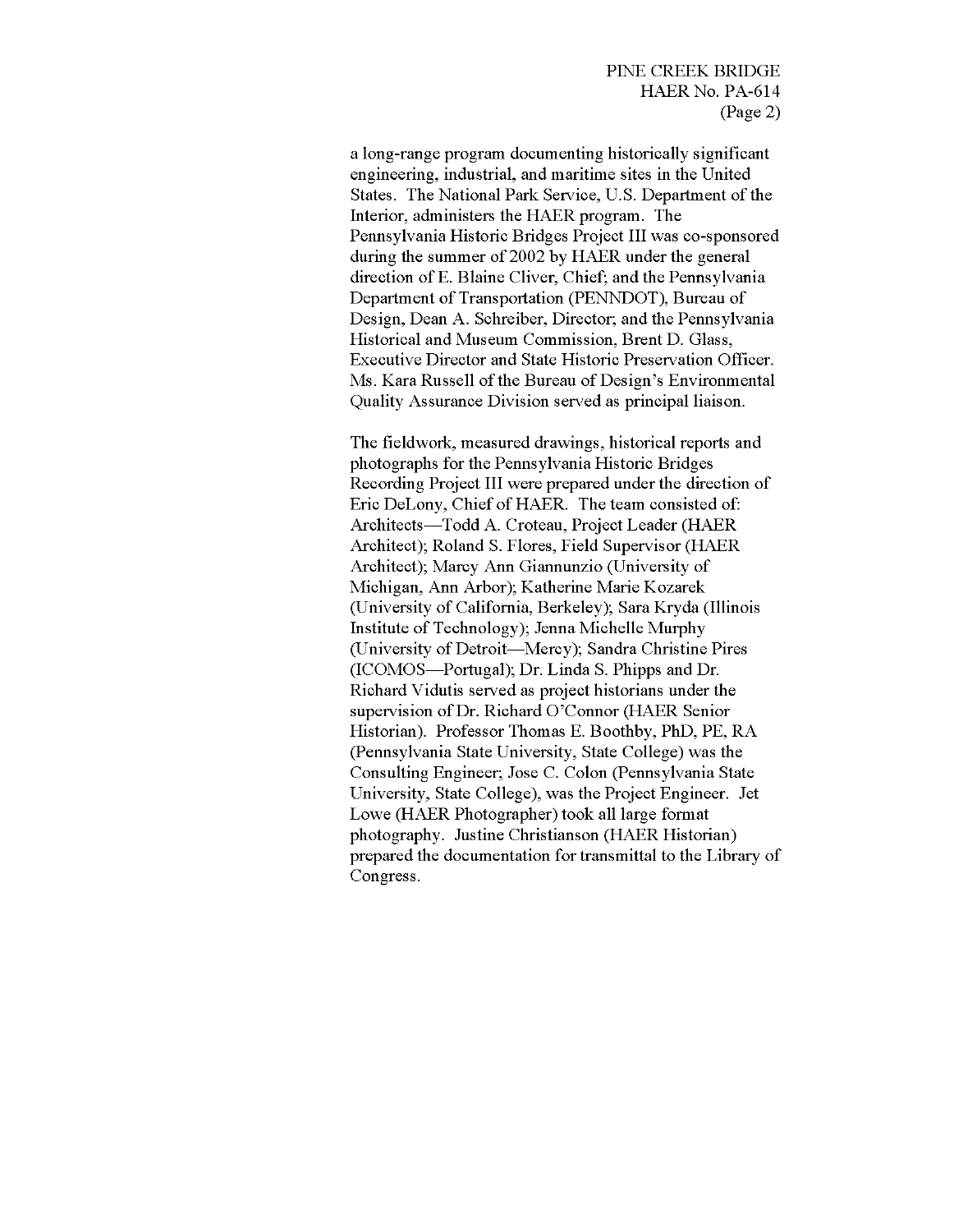a long-range program documenting historically significant engineering, industrial, and maritime sites in the United States. The National Park Service, U.S. Department of the Interior, administers the HAER program. The Pennsylvania Historic Bridges Project III was co-sponsored during the summer of 2002 by HAER under the general direction of E. Blaine Cliver, Chief; and the Pennsylvania Department of Transportation (PENNDOT), Bureau of Design, Dean A. Schreiber, Director; and the Pennsylvania Historical and Museum Commission, Brent D. Glass, Executive Director and State Historic Preservation Officer. Ms. Kara Russell of the Bureau of Design's Environmental Quality Assurance Division served as principal liaison.

The fieldwork, measured drawings, historical reports and photographs for the Pennsylvania Historic Bridges Recording Project III were prepared under the direction of Eric DeLony, Chief of HAER. The team consisted of: Architects—Todd A. Croteau, Project Leader (HAER Architect); Roland S. Flores, Field Supervisor (HAER Architect); Marcy Ann Giannunzio (University of Michigan, Ann Arbor); Katherine Marie Kozarek (University of California, Berkeley); Sara Kryda (Illinois Institute of Technology); Jenna Michelle Murphy (University of Detroit—Mercy); Sandra Christine Pires (ICOMOS—Portugal); Dr. Linda S. Phipps and Dr. Richard Vidutis served as project historians under the supervision of Dr. Richard O'Connor (HAER Senior Historian). Professor Thomas E. Boothby, PhD, PE, RA (Pennsylvania State University, State College) was the Consulting Engineer; Jose C. Colon (Pennsylvania State University, State College), was the Project Engineer. Jet Lowe (HAER Photographer) took all large format photography. Justine Christianson (HAER Historian) prepared the documentation for transmittal to the Library of Congress.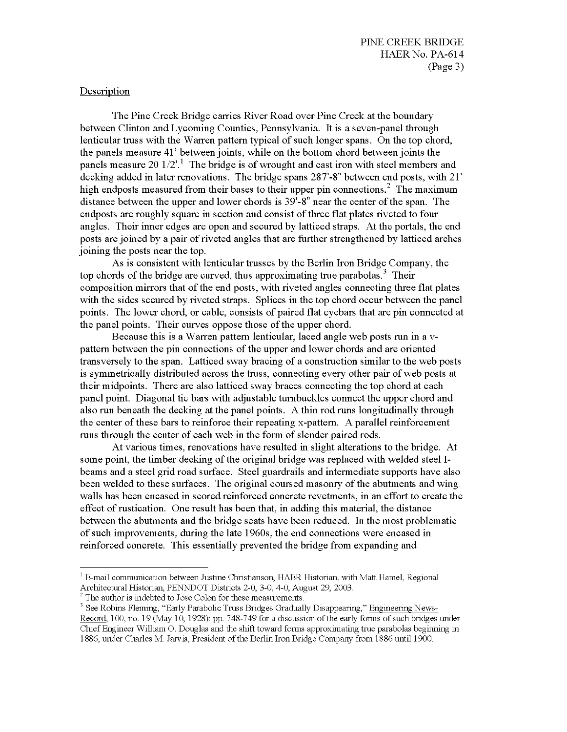## Description

The Pine Creek Bridge carries River Road over Pine Creek at the boundary between Clinton and Lycoming Counties, Pennsylvania. It is a seven-panel through lenticular truss with the Warren pattern typical of such longer spans. On the top chord, the panels measure 41' between joints, while on the bottom chord between joints the panels measure 20 1/2'.[1] The bridge is of wrought and cast iron with steel members and decking added in later renovations. The bridge spans 287'-8" between end posts, with 21' high endposts measured from their bases to their upper pin connections.[2] The maximum distance between the upper and lower chords is 39'-8" near the center of the span. The endposts are roughly square in section and consist of three flat plates riveted to four angles. Their inner edges are open and secured by latticed straps. At the portals, the end posts are joined by a pair of riveted angles that are further strengthened by latticed arches joining the posts near the top.

As is consistent with lenticular trusses by the Berlin Iron Bridge Company, the top chords of the bridge are curved, thus approximating true parabolas.[3] Their composition mirrors that of the end posts, with riveted angles connecting three flat plates with the sides secured by riveted straps. Splices in the top chord occur between the panel points. The lower chord, or cable, consists of paired flat eyebars that are pin connected at the panel points. Their curves oppose those of the upper chord.

Because this is a Warren pattern lenticular, laced angle web posts run in a v-pattern between the pin connections of the upper and lower chords and are oriented transversely to the span. Latticed sway bracing of a construction similar to the web posts is symmetrically distributed across the truss, connecting every other pair of web posts at their midpoints. There are also latticed sway braces connecting the top chord at each panel point. Diagonal tie bars with adjustable turnbuckles connect the upper chord and also run beneath the decking at the panel points. A thin rod runs longitudinally through the center of these bars to reinforce their repeating x-pattern. A parallel reinforcement runs through the center of each web in the form of slender paired rods.

At various times, renovations have resulted in slight alterations to the bridge. At some point, the timber decking of the original bridge was replaced with welded steel I-beams and a steel grid road surface. Steel guardrails and intermediate supports have also been welded to these surfaces. The original coursed masonry of the abutments and wing walls has been encased in scored reinforced concrete revetments, in an effort to create the effect of rustication. One result has been that, in adding this material, the distance between the abutments and the bridge seats have been reduced. In the most problematic of such improvements, during the late 1960s, the end connections were encased in reinforced concrete. This essentially prevented the bridge from expanding and

---

[1] E-mail communication between Justine Christianson, HAER Historian, with Matt Hamel, Regional Architectural Historian, PENNDOT Districts 2-0, 3-0, 4-0, August 29, 2003.

[2] The author is indebted to Jose Colon for these measurements.

[3] See Robins Fleming, "Early Parabolic Truss Bridges Gradually Disappearing," Engineering News-Record, 100, no. 19 (May 10, 1928): pp. 748-749 for a discussion of the early forms of such bridges under Chief Engineer William O. Douglas and the shift toward forms approximating true parabolas beginning in 1886, under Charles M. Jarvis, President of the Berlin Iron Bridge Company from 1886 until 1900.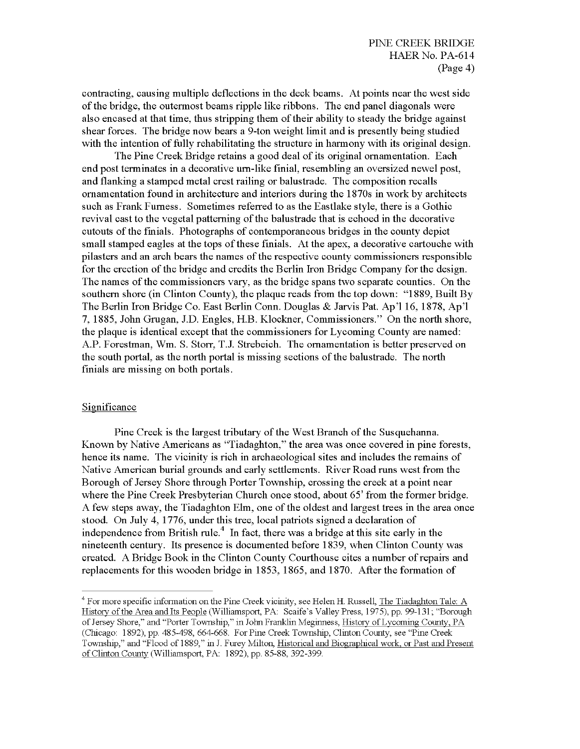contracting, causing multiple deflections in the deck beams. At points near the west side of the bridge, the outermost beams ripple like ribbons. The end panel diagonals were also encased at that time, thus stripping them of their ability to steady the bridge against shear forces. The bridge now bears a 9-ton weight limit and is presently being studied with the intention of fully rehabilitating the structure in harmony with its original design.

The Pine Creek Bridge retains a good deal of its original ornamentation. Each end post terminates in a decorative urn-like finial, resembling an oversized newel post, and flanking a stamped metal crest railing or balustrade. The composition recalls ornamentation found in architecture and interiors during the 1870s in work by architects such as Frank Furness. Sometimes referred to as the Eastlake style, there is a Gothic revival cast to the vegetal patterning of the balustrade that is echoed in the decorative cutouts of the finials. Photographs of contemporaneous bridges in the county depict small stamped eagles at the tops of these finials. At the apex, a decorative cartouche with pilasters and an arch bears the names of the respective county commissioners responsible for the erection of the bridge and credits the Berlin Iron Bridge Company for the design. The names of the commissioners vary, as the bridge spans two separate counties. On the southern shore (in Clinton County), the plaque reads from the top down: "1889, Built By The Berlin Iron Bridge Co. East Berlin Conn. Douglas & Jarvis Pat. Ap'l 16, 1878, Ap'l 7, 1885, John Grugan, J.D. Engles, H.B. Klockner, Commissioners." On the north shore, the plaque is identical except that the commissioners for Lycoming County are named: A.P. Forestman, Wm. S. Storr, T.J. Strebeich. The ornamentation is better preserved on the south portal, as the north portal is missing sections of the balustrade. The north finials are missing on both portals.

## Significance

Pine Creek is the largest tributary of the West Branch of the Susquehanna. Known by Native Americans as "Tiadaghton," the area was once covered in pine forests, hence its name. The vicinity is rich in archaeological sites and includes the remains of Native American burial grounds and early settlements. River Road runs west from the Borough of Jersey Shore through Porter Township, crossing the creek at a point near where the Pine Creek Presbyterian Church once stood, about 65' from the former bridge. A few steps away, the Tiadaghton Elm, one of the oldest and largest trees in the area once stood. On July 4, 1776, under this tree, local patriots signed a declaration of independence from British rule.[4] In fact, there was a bridge at this site early in the nineteenth century. Its presence is documented before 1839, when Clinton County was created. A Bridge Book in the Clinton County Courthouse cites a number of repairs and replacements for this wooden bridge in 1853, 1865, and 1870. After the formation of

---

[4] For more specific information on the Pine Creek vicinity, see Helen H. Russell, The Tiadaghton Tale: A History of the Area and Its People (Williamsport, PA: Scaife's Valley Press, 1975), pp. 99-131; "Borough of Jersey Shore," and "Porter Township," in John Franklin Meginness, History of Lycoming County, PA (Chicago: 1892), pp. 485-498, 664-668. For Pine Creek Township, Clinton County, see "Pine Creek Township," and "Flood of 1889," in J. Furey Milton, Historical and Biographical work, or Past and Present of Clinton County (Williamsport, PA: 1892), pp. 85-88, 392-399.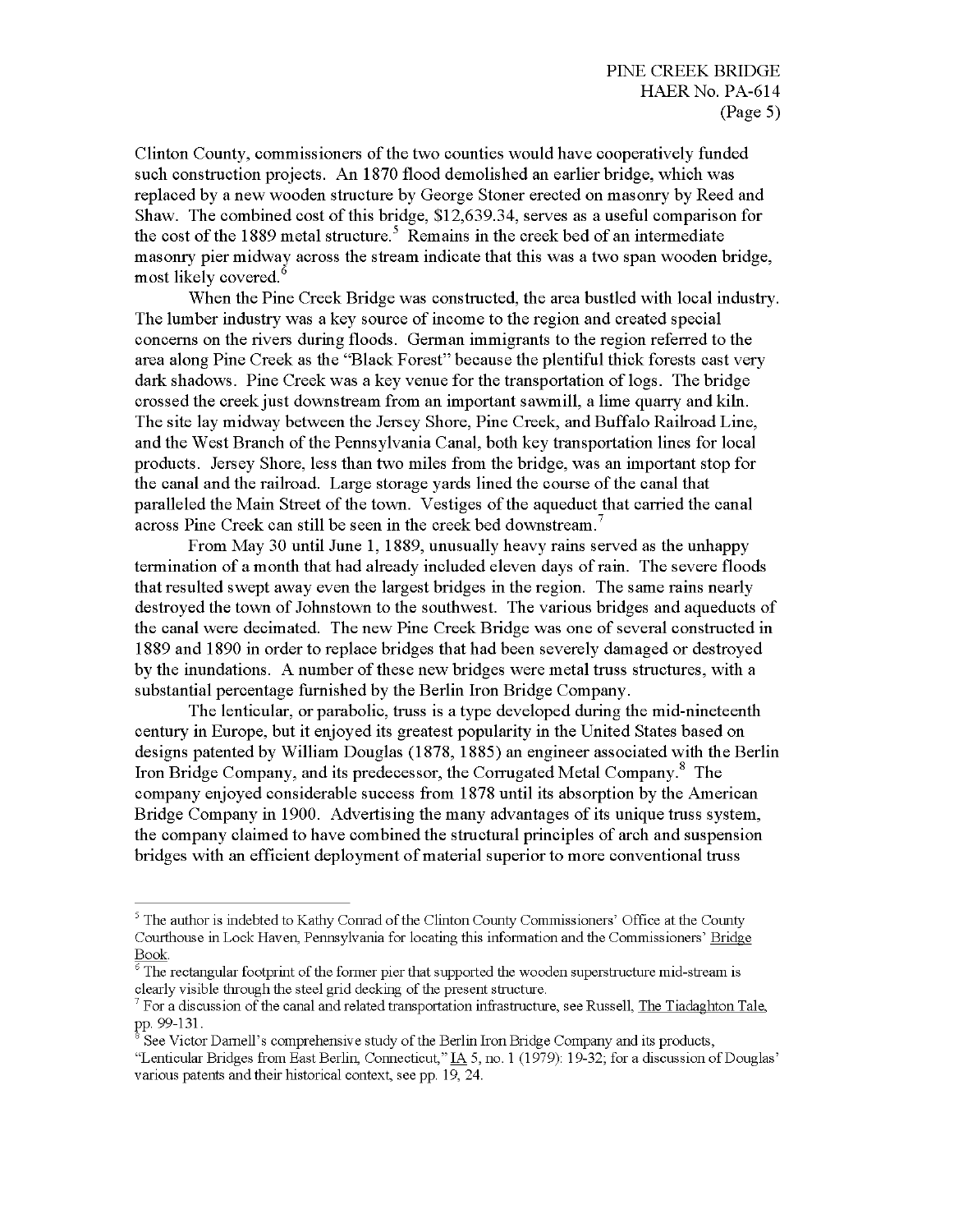Clinton County, commissioners of the two counties would have cooperatively funded such construction projects. An 1870 flood demolished an earlier bridge, which was replaced by a new wooden structure by George Stoner erected on masonry by Reed and Shaw. The combined cost of this bridge, $12,639.34, serves as a useful comparison for the cost of the 1889 metal structure.[5] Remains in the creek bed of an intermediate masonry pier midway across the stream indicate that this was a two span wooden bridge, most likely covered.[6]

When the Pine Creek Bridge was constructed, the area bustled with local industry. The lumber industry was a key source of income to the region and created special concerns on the rivers during floods. German immigrants to the region referred to the area along Pine Creek as the "Black Forest" because the plentiful thick forests cast very dark shadows. Pine Creek was a key venue for the transportation of logs. The bridge crossed the creek just downstream from an important sawmill, a lime quarry and kiln. The site lay midway between the Jersey Shore, Pine Creek, and Buffalo Railroad Line, and the West Branch of the Pennsylvania Canal, both key transportation lines for local products. Jersey Shore, less than two miles from the bridge, was an important stop for the canal and the railroad. Large storage yards lined the course of the canal that paralleled the Main Street of the town. Vestiges of the aqueduct that carried the canal across Pine Creek can still be seen in the creek bed downstream.[7]

From May 30 until June 1, 1889, unusually heavy rains served as the unhappy termination of a month that had already included eleven days of rain. The severe floods that resulted swept away even the largest bridges in the region. The same rains nearly destroyed the town of Johnstown to the southwest. The various bridges and aqueducts of the canal were decimated. The new Pine Creek Bridge was one of several constructed in 1889 and 1890 in order to replace bridges that had been severely damaged or destroyed by the inundations. A number of these new bridges were metal truss structures, with a substantial percentage furnished by the Berlin Iron Bridge Company.

The lenticular, or parabolic, truss is a type developed during the mid-nineteenth century in Europe, but it enjoyed its greatest popularity in the United States based on designs patented by William Douglas (1878, 1885) an engineer associated with the Berlin Iron Bridge Company, and its predecessor, the Corrugated Metal Company.[8] The company enjoyed considerable success from 1878 until its absorption by the American Bridge Company in 1900. Advertising the many advantages of its unique truss system, the company claimed to have combined the structural principles of arch and suspension bridges with an efficient deployment of material superior to more conventional truss

---

[5] The author is indebted to Kathy Conrad of the Clinton County Commissioners' Office at the County Courthouse in Lock Haven, Pennsylvania for locating this information and the Commissioners' Bridge Book.

[6] The rectangular footprint of the former pier that supported the wooden superstructure mid-stream is clearly visible through the steel grid decking of the present structure.

[7] For a discussion of the canal and related transportation infrastructure, see Russell, The Tiadaghton Tale, pp. 99-131.

[8] See Victor Darnell's comprehensive study of the Berlin Iron Bridge Company and its products, "Lenticular Bridges from East Berlin, Connecticut," IA 5, no. 1 (1979): 19-32; for a discussion of Douglas' various patents and their historical context, see pp. 19, 24.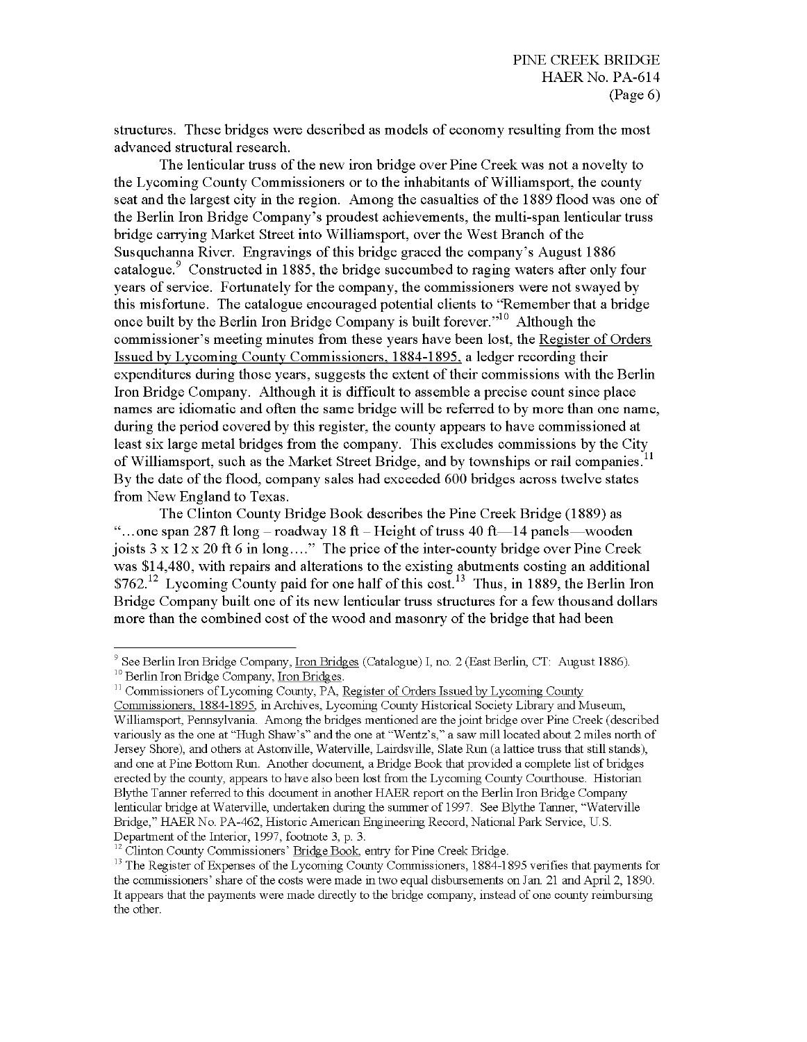structures. These bridges were described as models of economy resulting from the most advanced structural research.

The lenticular truss of the new iron bridge over Pine Creek was not a novelty to the Lycoming County Commissioners or to the inhabitants of Williamsport, the county seat and the largest city in the region. Among the casualties of the 1889 flood was one of the Berlin Iron Bridge Company's proudest achievements, the multi-span lenticular truss bridge carrying Market Street into Williamsport, over the West Branch of the Susquehanna River. Engravings of this bridge graced the company's August 1886 catalogue.[9] Constructed in 1885, the bridge succumbed to raging waters after only four years of service. Fortunately for the company, the commissioners were not swayed by this misfortune. The catalogue encouraged potential clients to "Remember that a bridge once built by the Berlin Iron Bridge Company is built forever."[10] Although the commissioner's meeting minutes from these years have been lost, the Register of Orders Issued by Lycoming County Commissioners, 1884-1895, a ledger recording their expenditures during those years, suggests the extent of their commissions with the Berlin Iron Bridge Company. Although it is difficult to assemble a precise count since place names are idiomatic and often the same bridge will be referred to by more than one name, during the period covered by this register, the county appears to have commissioned at least six large metal bridges from the company. This excludes commissions by the City of Williamsport, such as the Market Street Bridge, and by townships or rail companies.[11] By the date of the flood, company sales had exceeded 600 bridges across twelve states from New England to Texas.

The Clinton County Bridge Book describes the Pine Creek Bridge (1889) as "…one span 287 ft long – roadway 18 ft – Height of truss 40 ft—14 panels—wooden joists 3 x 12 x 20 ft 6 in long…." The price of the inter-county bridge over Pine Creek was $14,480, with repairs and alterations to the existing abutments costing an additional $762.[12] Lycoming County paid for one half of this cost.[13] Thus, in 1889, the Berlin Iron Bridge Company built one of its new lenticular truss structures for a few thousand dollars more than the combined cost of the wood and masonry of the bridge that had been

---

[9] See Berlin Iron Bridge Company, Iron Bridges (Catalogue) I, no. 2 (East Berlin, CT: August 1886).

[10] Berlin Iron Bridge Company, Iron Bridges.

[11] Commissioners of Lycoming County, PA, Register of Orders Issued by Lycoming County Commissioners, 1884-1895, in Archives, Lycoming County Historical Society Library and Museum, Williamsport, Pennsylvania. Among the bridges mentioned are the joint bridge over Pine Creek (described variously as the one at "Hugh Shaw's" and the one at "Wentz's," a saw mill located about 2 miles north of Jersey Shore), and others at Astonville, Waterville, Lairdsville, Slate Run (a lattice truss that still stands), and one at Pine Bottom Run. Another document, a Bridge Book that provided a complete list of bridges erected by the county, appears to have also been lost from the Lycoming County Courthouse. Historian Blythe Tanner referred to this document in another HAER report on the Berlin Iron Bridge Company lenticular bridge at Waterville, undertaken during the summer of 1997. See Blythe Tanner, "Waterville Bridge," HAER No. PA-462, Historic American Engineering Record, National Park Service, U.S. Department of the Interior, 1997, footnote 3, p. 3.

[12] Clinton County Commissioners' Bridge Book, entry for Pine Creek Bridge.

[13] The Register of Expenses of the Lycoming County Commissioners, 1884-1895 verifies that payments for the commissioners' share of the costs were made in two equal disbursements on Jan. 21 and April 2, 1890. It appears that the payments were made directly to the bridge company, instead of one county reimbursing the other.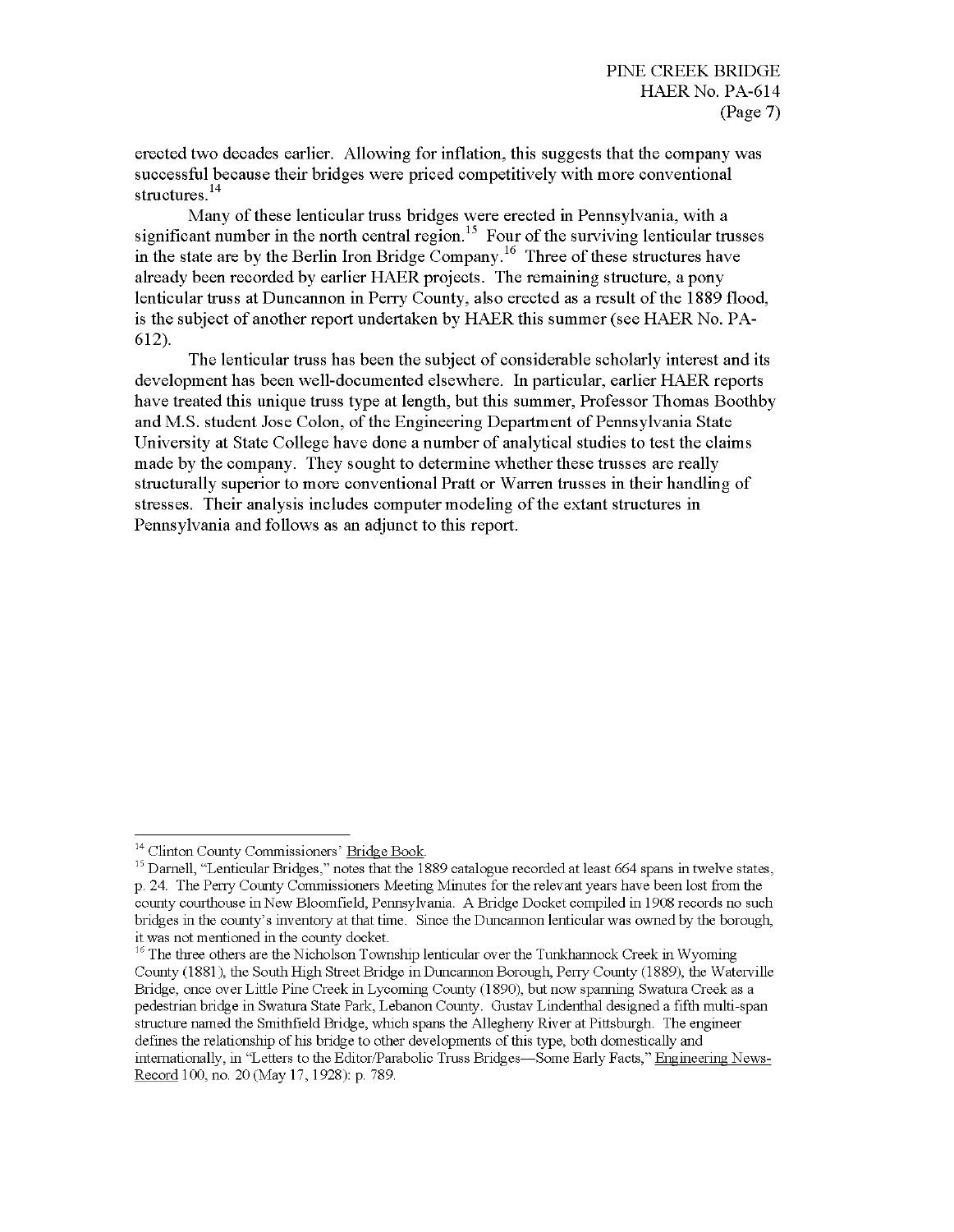erected two decades earlier. Allowing for inflation, this suggests that the company was successful because their bridges were priced competitively with more conventional structures.[14]

Many of these lenticular truss bridges were erected in Pennsylvania, with a significant number in the north central region.[15] Four of the surviving lenticular trusses in the state are by the Berlin Iron Bridge Company.[16] Three of these structures have already been recorded by earlier HAER projects. The remaining structure, a pony lenticular truss at Duncannon in Perry County, also erected as a result of the 1889 flood, is the subject of another report undertaken by HAER this summer (see HAER No. PA-612).

The lenticular truss has been the subject of considerable scholarly interest and its development has been well-documented elsewhere. In particular, earlier HAER reports have treated this unique truss type at length, but this summer, Professor Thomas Boothby and M.S. student Jose Colon, of the Engineering Department of Pennsylvania State University at State College have done a number of analytical studies to test the claims made by the company. They sought to determine whether these trusses are really structurally superior to more conventional Pratt or Warren trusses in their handling of stresses. Their analysis includes computer modeling of the extant structures in Pennsylvania and follows as an adjunct to this report.

---

[14] Clinton County Commissioners' Bridge Book.

[15] Darnell, "Lenticular Bridges," notes that the 1889 catalogue recorded at least 664 spans in twelve states, p. 24. The Perry County Commissioners Meeting Minutes for the relevant years have been lost from the county courthouse in New Bloomfield, Pennsylvania. A Bridge Docket compiled in 1908 records no such bridges in the county's inventory at that time. Since the Duncannon lenticular was owned by the borough, it was not mentioned in the county docket.

[16] The three others are the Nicholson Township lenticular over the Tunkhannock Creek in Wyoming County (1881), the South High Street Bridge in Duncannon Borough, Perry County (1889), the Waterville Bridge, once over Little Pine Creek in Lycoming County (1890), but now spanning Swatara Creek as a pedestrian bridge in Swatara State Park, Lebanon County. Gustav Lindenthal designed a fifth multi-span structure named the Smithfield Bridge, which spans the Allegheny River at Pittsburgh. The engineer defines the relationship of his bridge to other developments of this type, both domestically and internationally, in "Letters to the Editor/Parabolic Truss Bridges—Some Early Facts," Engineering News-Record 100, no. 20 (May 17, 1928): p. 789.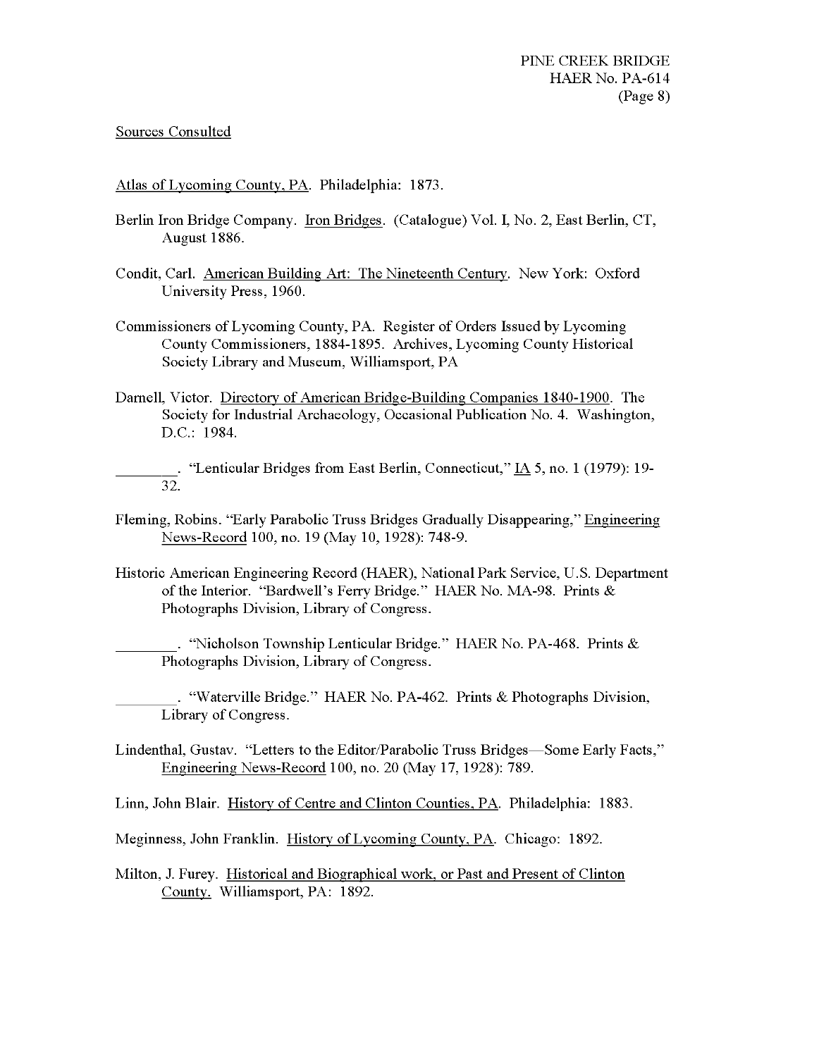## Sources Consulted

Atlas of Lycoming County, PA. Philadelphia: 1873.

Berlin Iron Bridge Company. Iron Bridges. (Catalogue) Vol. I, No. 2, East Berlin, CT, August 1886.

Condit, Carl. American Building Art: The Nineteenth Century. New York: Oxford University Press, 1960.

Commissioners of Lycoming County, PA. Register of Orders Issued by Lycoming County Commissioners, 1884-1895. Archives, Lycoming County Historical Society Library and Museum, Williamsport, PA

Darnell, Victor. Directory of American Bridge-Building Companies 1840-1900. The Society for Industrial Archaeology, Occasional Publication No. 4. Washington, D.C.: 1984.

________. "Lenticular Bridges from East Berlin, Connecticut," IA 5, no. 1 (1979): 19-32.

Fleming, Robins. "Early Parabolic Truss Bridges Gradually Disappearing," Engineering News-Record 100, no. 19 (May 10, 1928): 748-9.

Historic American Engineering Record (HAER), National Park Service, U.S. Department of the Interior. "Bardwell's Ferry Bridge." HAER No. MA-98. Prints & Photographs Division, Library of Congress.

________. "Nicholson Township Lenticular Bridge." HAER No. PA-468. Prints & Photographs Division, Library of Congress.

________. "Waterville Bridge." HAER No. PA-462. Prints & Photographs Division, Library of Congress.

Lindenthal, Gustav. "Letters to the Editor/Parabolic Truss Bridges—Some Early Facts," Engineering News-Record 100, no. 20 (May 17, 1928): 789.

Linn, John Blair. History of Centre and Clinton Counties, PA. Philadelphia: 1883.

Meginness, John Franklin. History of Lycoming County, PA. Chicago: 1892.

Milton, J. Furey. Historical and Biographical work, or Past and Present of Clinton County. Williamsport, PA: 1892.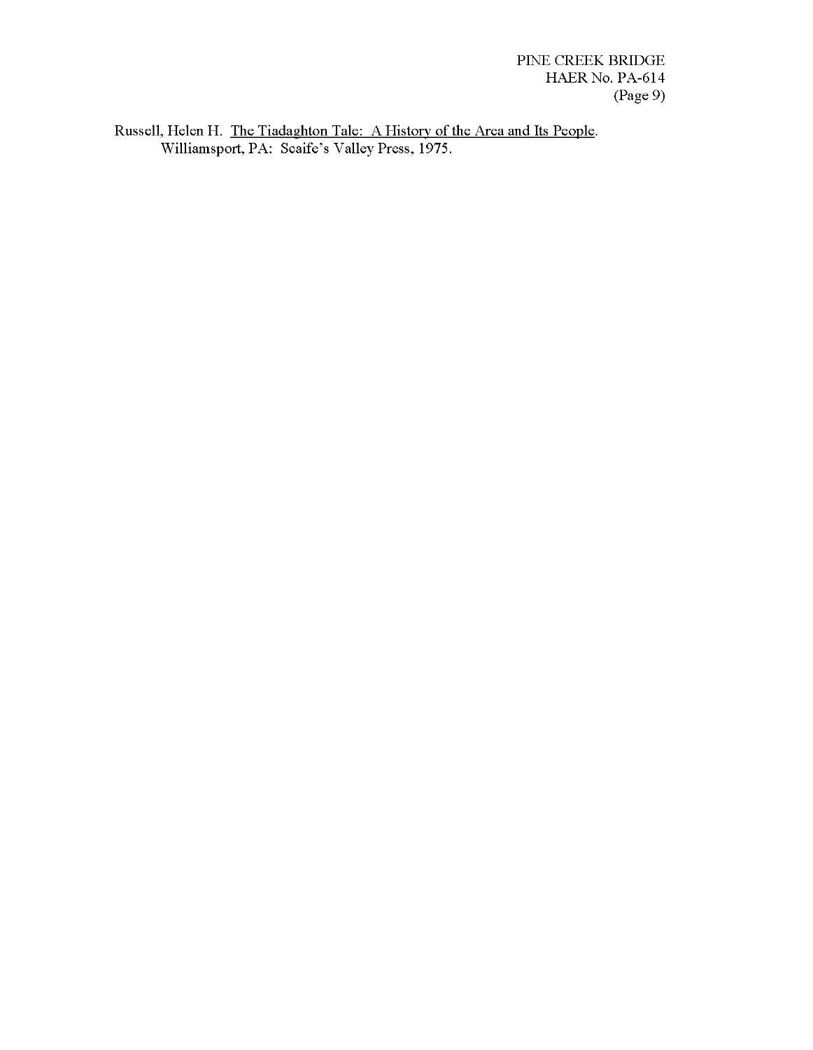Russell, Helen H. <u>The Tiadaghton Tale: A History of the Area and Its People</u>. Williamsport, PA: Scaife's Valley Press, 1975.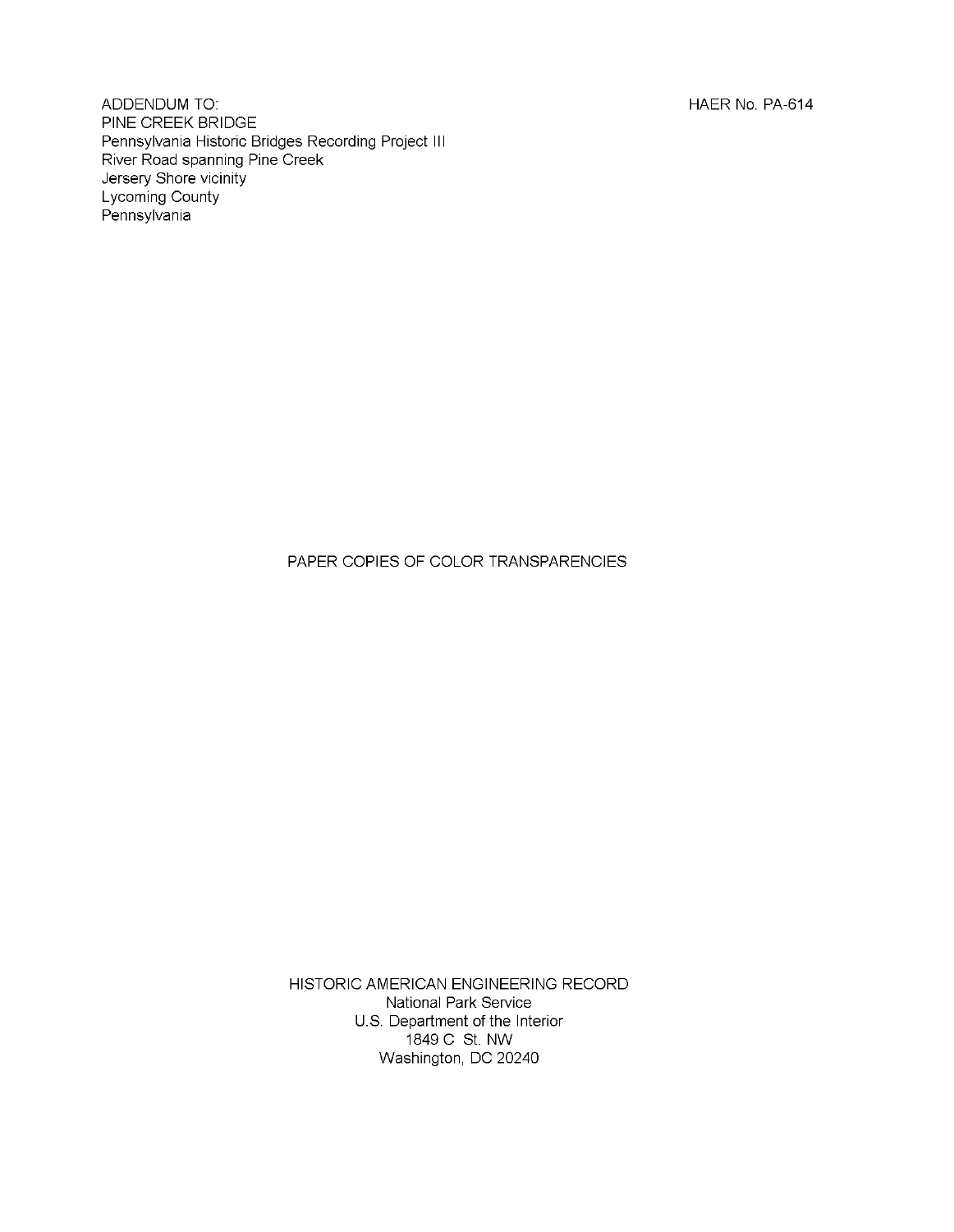ADDENDUM TO:
PINE CREEK BRIDGE
Pennsylvania Historic Bridges Recording Project III
River Road spanning Pine Creek
Jersery Shore vicinity
Lycoming County
Pennsylvania

HAER No. PA-614

PAPER COPIES OF COLOR TRANSPARENCIES

HISTORIC AMERICAN ENGINEERING RECORD
National Park Service
U.S. Department of the Interior
1849 C St. NW
Washington, DC 20240